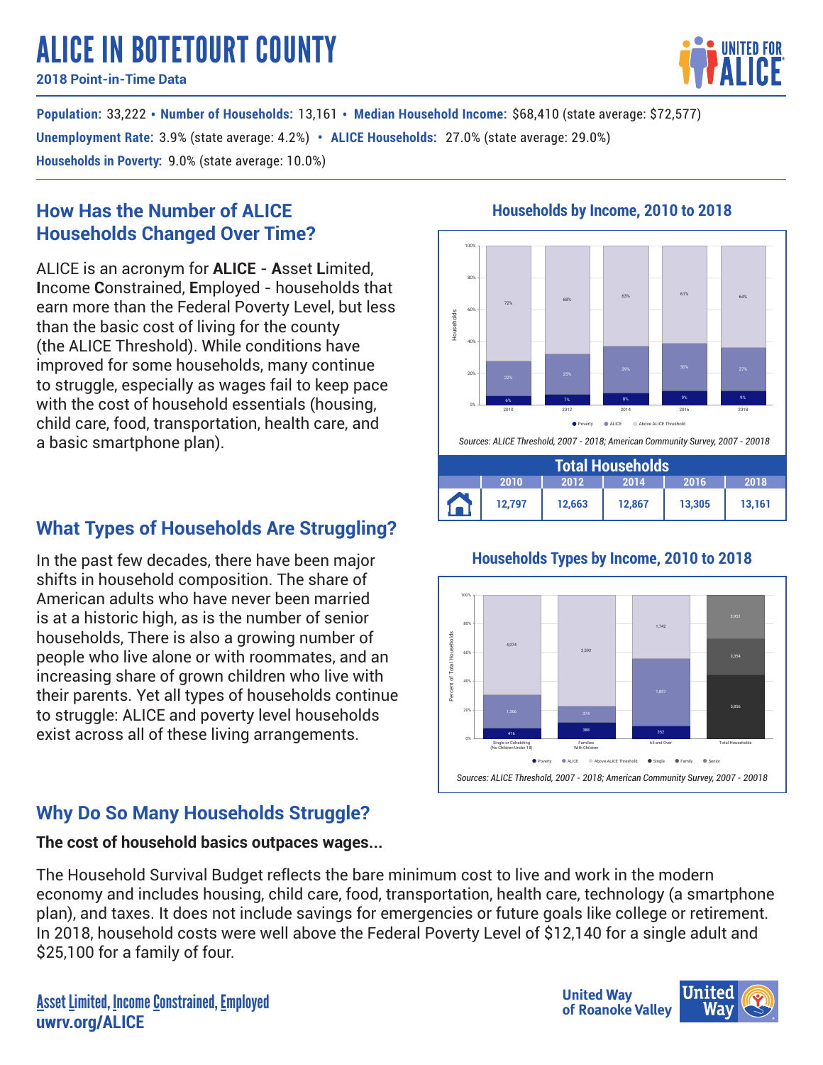# ALICE IN BOTETOURT COUNTY

**2018 Point-in-Time Data**

**Population:** 33,222 • **Number of Households:** 13,161 • **Median Household Income:** $68,410 (state average: $72,577)

**Unemployment Rate:** 3.9% (state average: 4.2%) • **ALICE Households:** 27.0% (state average: 29.0%)

**Households in Poverty:** 9.0% (state average: 10.0%)

## How Has the Number of ALICE Households Changed Over Time?

ALICE is an acronym for **ALICE** - **A**sset **L**imited, **I**ncome **C**onstrained, **E**mployed - households that earn more than the Federal Poverty Level, but less than the basic cost of living for the county (the ALICE Threshold). While conditions have improved for some households, many continue to struggle, especially as wages fail to keep pace with the cost of household essentials (housing, child care, food, transportation, health care, and a basic smartphone plan).

### Households by Income, 2010 to 2018

| | 2010 | 2012 | 2014 | 2016 | 2018 |
|---|---|---|---|---|---|
| Poverty | 6% | 7% | 8% | 9% | 9% |
| ALICE | 22% | 25% | 29% | 30% | 27% |
| Above ALICE Threshold | 72% | 68% | 63% | 61% | 64% |

*Sources: ALICE Threshold, 2007 - 2018; American Community Survey, 2007 - 20018*

| Total Households | | | | | |
|---|---|---|---|---|---|
| | 2010 | 2012 | 2014 | 2016 | 2018 |
| | 12,797 | 12,663 | 12,867 | 13,305 | 13,161 |

## What Types of Households Are Struggling?

In the past few decades, there have been major shifts in household composition. The share of American adults who have never been married is at a historic high, as is the number of senior households, There is also a growing number of people who live alone or with roommates, and an increasing share of grown children who live with their parents. Yet all types of households continue to struggle: ALICE and poverty level households exist across all of these living arrangements.

### Households Types by Income, 2010 to 2018

| | Single or Cohabiting (No Children Under 18) | Families With Children | 65 and Over |
|---|---|---|---|
| Poverty | 416 | 388 | 352 |
| ALICE | 1,366 | 374 | 1,857 |
| Above ALICE Threshold | 4,074 | 2,592 | 1,742 |

| Total Households | |
|---|---|
| Single | 5,856 |
| Family | 3,354 |
| Senior | 3,951 |

*Sources: ALICE Threshold, 2007 - 2018; American Community Survey, 2007 - 20018*

## Why Do So Many Households Struggle?

**The cost of household basics outpaces wages...**

The Household Survival Budget reflects the bare minimum cost to live and work in the modern economy and includes housing, child care, food, transportation, health care, technology (a smartphone plan), and taxes. It does not include savings for emergencies or future goals like college or retirement. In 2018, household costs were well above the Federal Poverty Level of $12,140 for a single adult and $25,100 for a family of four.

Asset Limited, Income Constrained, Employed
**uwrv.org/ALICE**

United Way of Roanoke Valley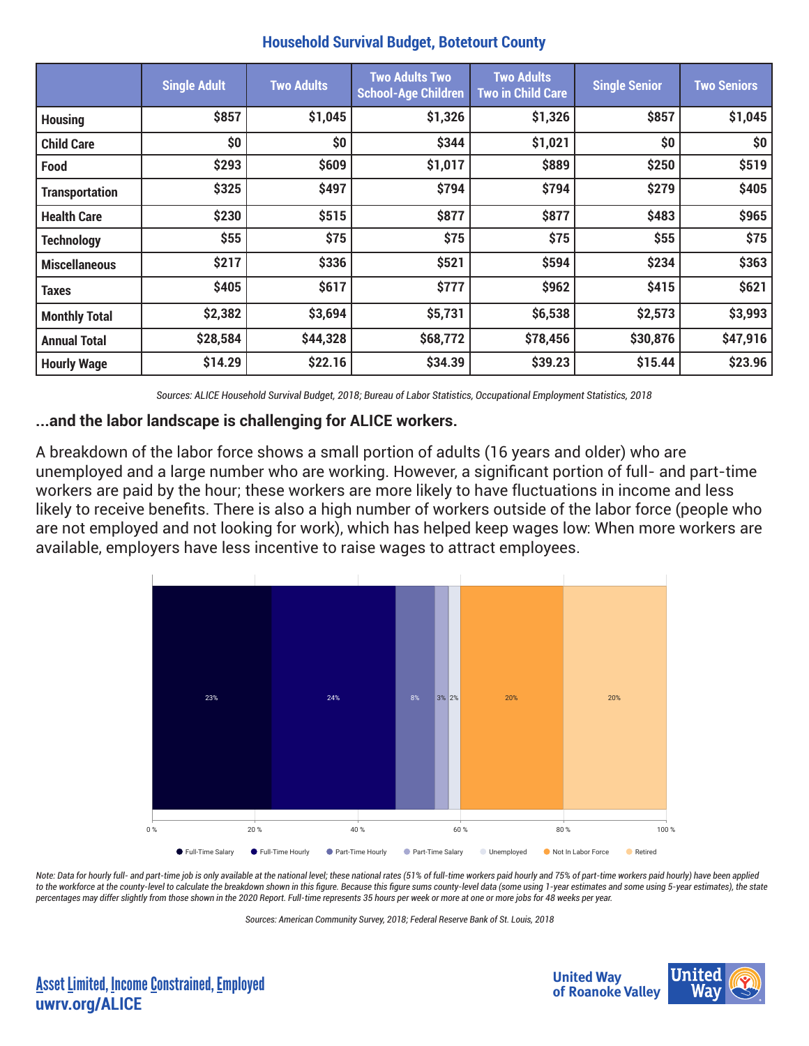## Household Survival Budget, Botetourt County

| | Single Adult | Two Adults | Two Adults Two School-Age Children | Two Adults Two in Child Care | Single Senior | Two Seniors |
|---|---|---|---|---|---|---|
| Housing | $857 | $1,045 | $1,326 | $1,326 | $857 | $1,045 |
| Child Care | $0 | $0 | $344 | $1,021 | $0 | $0 |
| Food | $293 | $609 | $1,017 | $889 | $250 | $519 |
| Transportation | $325 | $497 | $794 | $794 | $279 | $405 |
| Health Care | $230 | $515 | $877 | $877 | $483 | $965 |
| Technology | $55 | $75 | $75 | $75 | $55 | $75 |
| Miscellaneous | $217 | $336 | $521 | $594 | $234 | $363 |
| Taxes | $405 | $617 | $777 | $962 | $415 | $621 |
| Monthly Total | $2,382 | $3,694 | $5,731 | $6,538 | $2,573 | $3,993 |
| Annual Total | $28,584 | $44,328 | $68,772 | $78,456 | $30,876 | $47,916 |
| Hourly Wage | $14.29 | $22.16 | $34.39 | $39.23 | $15.44 | $23.96 |

*Sources: ALICE Household Survival Budget, 2018; Bureau of Labor Statistics, Occupational Employment Statistics, 2018*

### ...and the labor landscape is challenging for ALICE workers.

A breakdown of the labor force shows a small portion of adults (16 years and older) who are unemployed and a large number who are working. However, a significant portion of full- and part-time workers are paid by the hour; these workers are more likely to have fluctuations in income and less likely to receive benefits. There is also a high number of workers outside of the labor force (people who are not employed and not looking for work), which has helped keep wages low: When more workers are available, employers have less incentive to raise wages to attract employees.

23%
24%
8%
3%
2%
20%
20%

0 %
20 %
40 %
60 %
80 %
100 %

Full-Time Salary
Full-Time Hourly
Part-Time Hourly
Part-Time Salary
Unemployed
Not In Labor Force
Retired

*Note: Data for hourly full- and part-time job is only available at the national level; these national rates (51% of full-time workers paid hourly and 75% of part-time workers paid hourly) have been applied to the workforce at the county-level to calculate the breakdown shown in this figure. Because this figure sums county-level data (some using 1-year estimates and some using 5-year estimates), the state percentages may differ slightly from those shown in the 2020 Report. Full-time represents 35 hours per week or more at one or more jobs for 48 weeks per year.*

*Sources: American Community Survey, 2018; Federal Reserve Bank of St. Louis, 2018*

Asset Limited, Income Constrained, Employed
uwrv.org/ALICE

United Way of Roanoke Valley